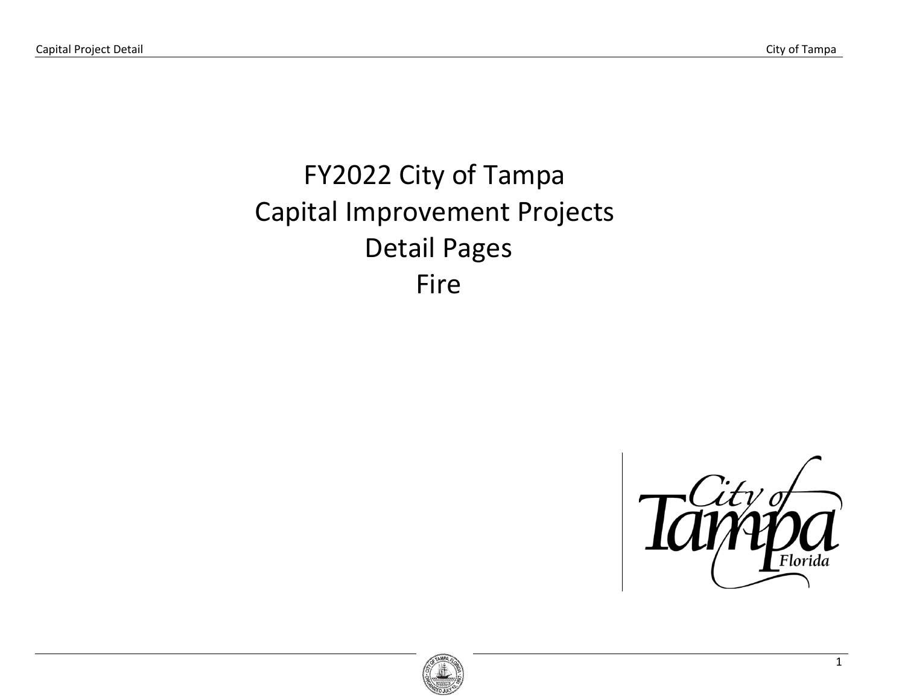# FY2022 City of Tampa
# Capital Improvement Projects
# Detail Pages
# Fire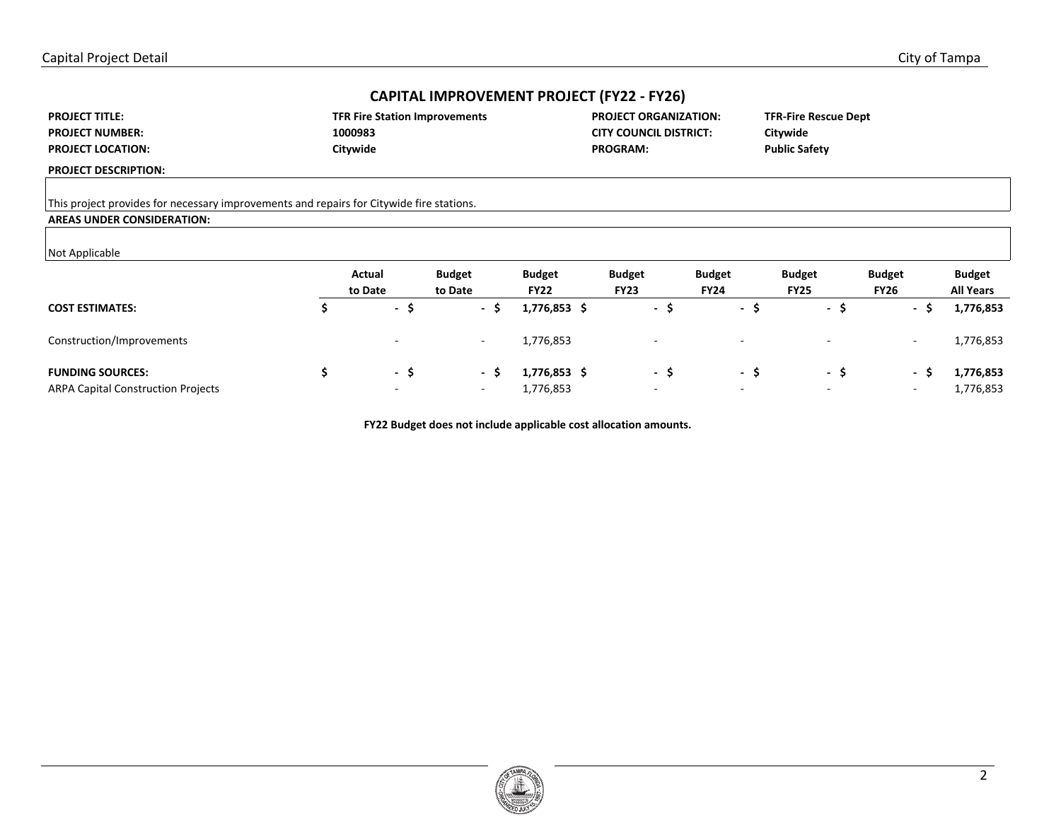## CAPITAL IMPROVEMENT PROJECT (FY22 - FY26)

| | | | |
|---|---|---|---|
| **PROJECT TITLE:** | **TFR Fire Station Improvements** | **PROJECT ORGANIZATION:** | **TFR-Fire Rescue Dept** |
| **PROJECT NUMBER:** | **1000983** | **CITY COUNCIL DISTRICT:** | **Citywide** |
| **PROJECT LOCATION:** | **Citywide** | **PROGRAM:** | **Public Safety** |

**PROJECT DESCRIPTION:**

This project provides for necessary improvements and repairs for Citywide fire stations.

**AREAS UNDER CONSIDERATION:**

Not Applicable

| | Actual to Date | Budget to Date | Budget FY22 | Budget FY23 | Budget FY24 | Budget FY25 | Budget FY26 | Budget All Years |
|---|---|---|---|---|---|---|---|---|
| **COST ESTIMATES:** | **$ -** | **$ -** | **$ 1,776,853** | **$ -** | **$ -** | **$ -** | **$ -** | **$ 1,776,853** |
| Construction/Improvements | - | - | 1,776,853 | - | - | - | - | 1,776,853 |
| **FUNDING SOURCES:** | **$ -** | **$ -** | **$ 1,776,853** | **$ -** | **$ -** | **$ -** | **$ -** | **$ 1,776,853** |
| ARPA Capital Construction Projects | - | - | 1,776,853 | - | - | - | - | 1,776,853 |

**FY22 Budget does not include applicable cost allocation amounts.**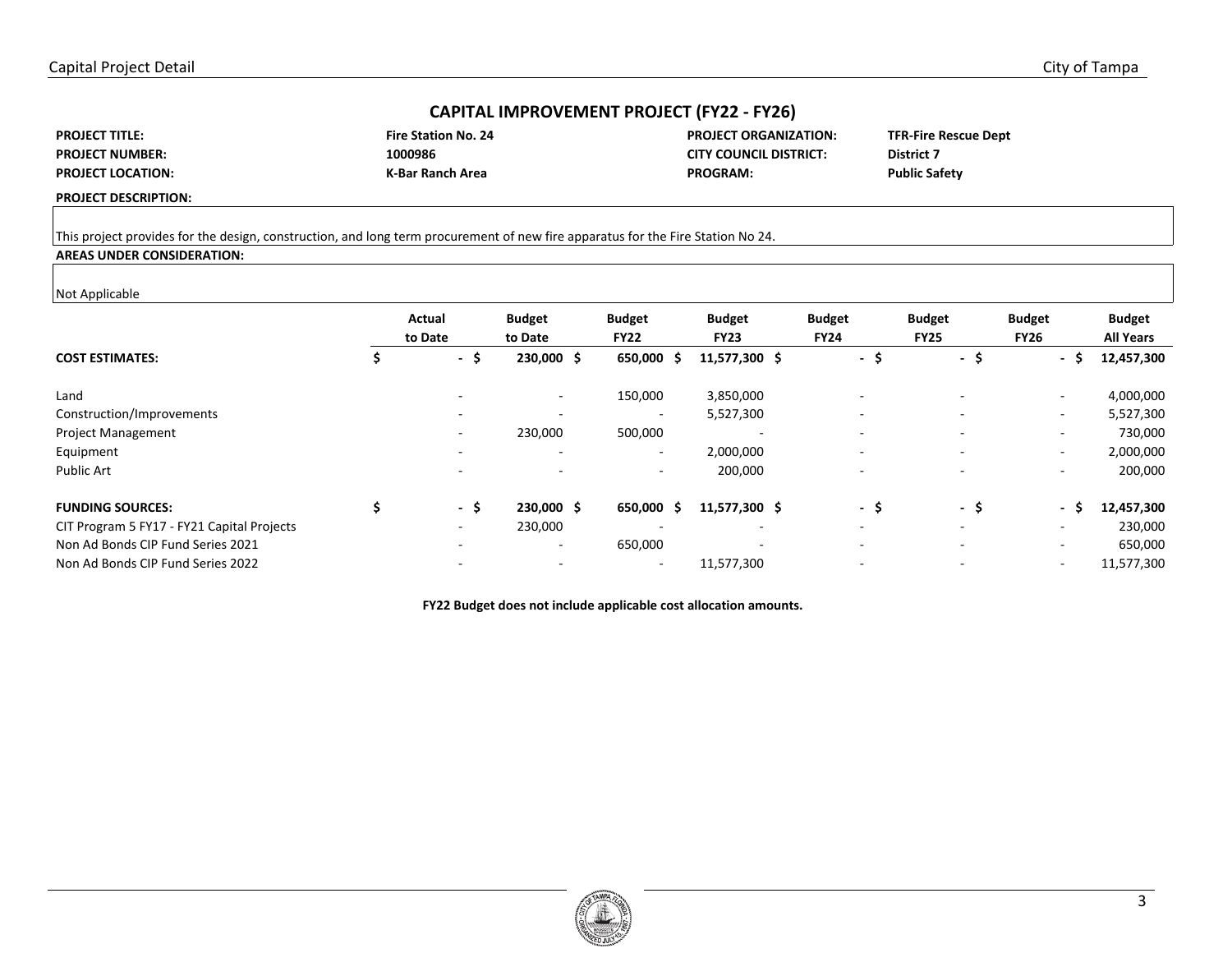## CAPITAL IMPROVEMENT PROJECT (FY22 - FY26)

| | | | |
|---|---|---|---|
| **PROJECT TITLE:** | **Fire Station No. 24** | **PROJECT ORGANIZATION:** | **TFR-Fire Rescue Dept** |
| **PROJECT NUMBER:** | **1000986** | **CITY COUNCIL DISTRICT:** | **District 7** |
| **PROJECT LOCATION:** | **K-Bar Ranch Area** | **PROGRAM:** | **Public Safety** |

**PROJECT DESCRIPTION:**

This project provides for the design, construction, and long term procurement of new fire apparatus for the Fire Station No 24.

**AREAS UNDER CONSIDERATION:**

Not Applicable

| | Actual to Date | Budget to Date | Budget FY22 | Budget FY23 | Budget FY24 | Budget FY25 | Budget FY26 | Budget All Years |
|---|---|---|---|---|---|---|---|---|
| **COST ESTIMATES:** | **$ -** | **$ 230,000** | **$ 650,000** | **$ 11,577,300** | **$ -** | **$ -** | **$ -** | **$ 12,457,300** |
| Land | - | - | 150,000 | 3,850,000 | - | - | - | 4,000,000 |
| Construction/Improvements | - | - | - | 5,527,300 | - | - | - | 5,527,300 |
| Project Management | - | 230,000 | 500,000 | - | - | - | - | 730,000 |
| Equipment | - | - | - | 2,000,000 | - | - | - | 2,000,000 |
| Public Art | - | - | - | 200,000 | - | - | - | 200,000 |
| **FUNDING SOURCES:** | **$ -** | **$ 230,000** | **$ 650,000** | **$ 11,577,300** | **$ -** | **$ -** | **$ -** | **$ 12,457,300** |
| CIT Program 5 FY17 - FY21 Capital Projects | - | 230,000 | - | - | - | - | - | 230,000 |
| Non Ad Bonds CIP Fund Series 2021 | - | - | 650,000 | - | - | - | - | 650,000 |
| Non Ad Bonds CIP Fund Series 2022 | - | - | - | 11,577,300 | - | - | - | 11,577,300 |

**FY22 Budget does not include applicable cost allocation amounts.**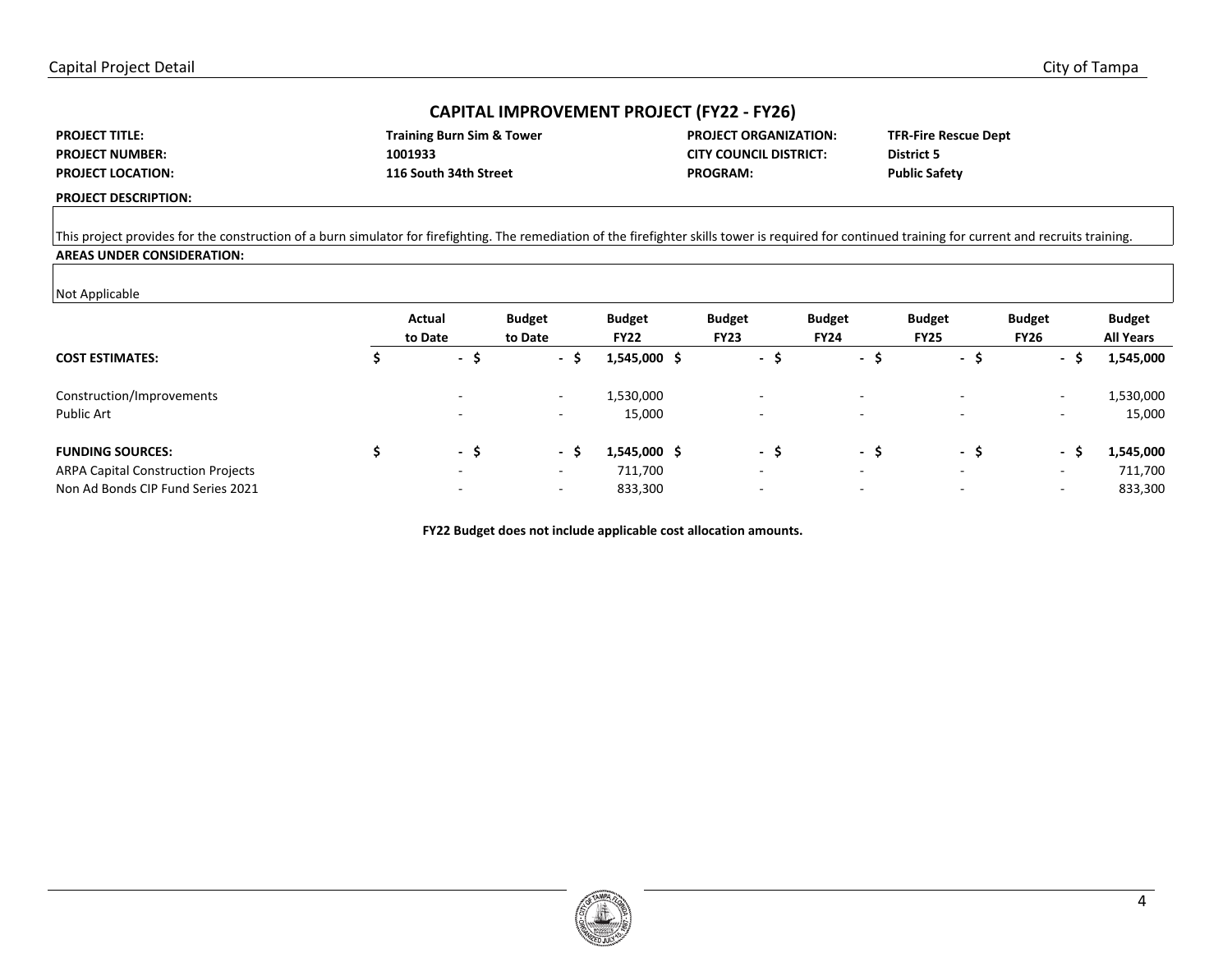## CAPITAL IMPROVEMENT PROJECT (FY22 - FY26)

| | | | |
|---|---|---|---|
| **PROJECT TITLE:** | **Training Burn Sim & Tower** | **PROJECT ORGANIZATION:** | **TFR-Fire Rescue Dept** |
| **PROJECT NUMBER:** | **1001933** | **CITY COUNCIL DISTRICT:** | **District 5** |
| **PROJECT LOCATION:** | **116 South 34th Street** | **PROGRAM:** | **Public Safety** |

**PROJECT DESCRIPTION:**

This project provides for the construction of a burn simulator for firefighting. The remediation of the firefighter skills tower is required for continued training for current and recruits training.

**AREAS UNDER CONSIDERATION:**

Not Applicable

| | Actual to Date | Budget to Date | Budget FY22 | Budget FY23 | Budget FY24 | Budget FY25 | Budget FY26 | Budget All Years |
|---|---|---|---|---|---|---|---|---|
| **COST ESTIMATES:** | **$ -** | **$ -** | **$ 1,545,000** | **$ -** | **$ -** | **$ -** | **$ -** | **$ 1,545,000** |
| Construction/Improvements | - | - | 1,530,000 | - | - | - | - | 1,530,000 |
| Public Art | - | - | 15,000 | - | - | - | - | 15,000 |
| **FUNDING SOURCES:** | **$ -** | **$ -** | **$ 1,545,000** | **$ -** | **$ -** | **$ -** | **$ -** | **$ 1,545,000** |
| ARPA Capital Construction Projects | - | - | 711,700 | - | - | - | - | 711,700 |
| Non Ad Bonds CIP Fund Series 2021 | - | - | 833,300 | - | - | - | - | 833,300 |

**FY22 Budget does not include applicable cost allocation amounts.**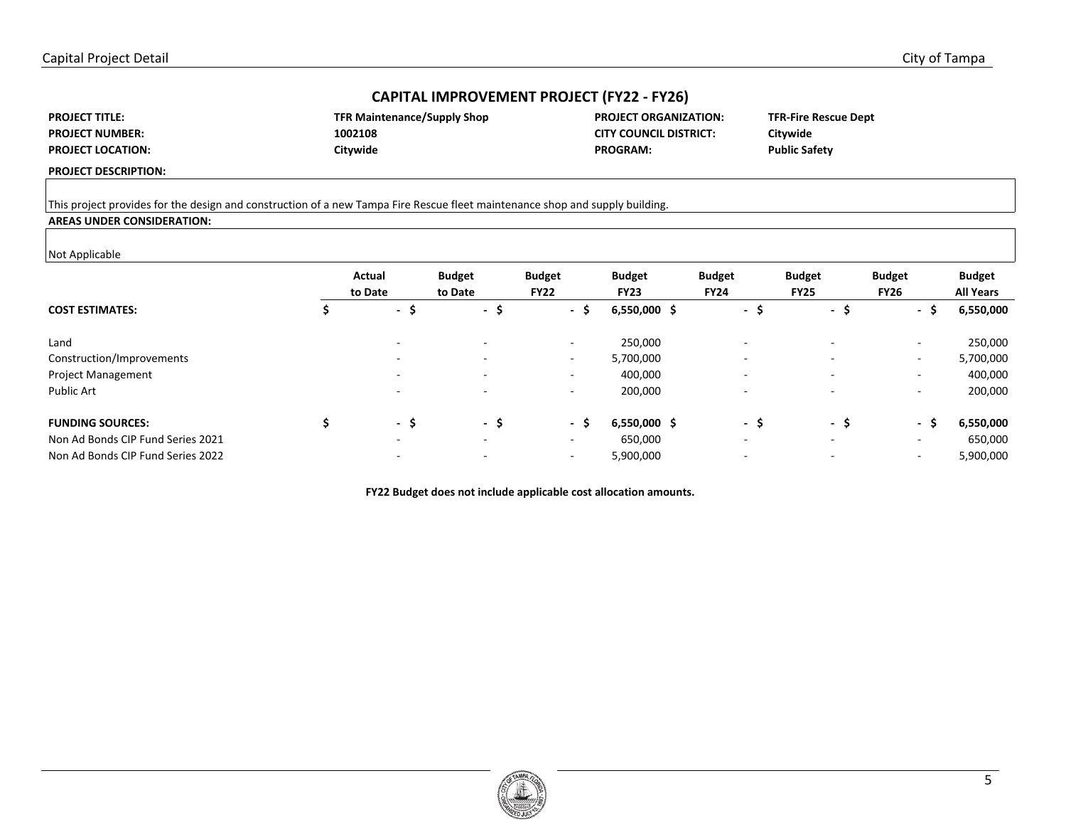## CAPITAL IMPROVEMENT PROJECT (FY22 - FY26)

| | | | |
|---|---|---|---|
| **PROJECT TITLE:** | **TFR Maintenance/Supply Shop** | **PROJECT ORGANIZATION:** | **TFR-Fire Rescue Dept** |
| **PROJECT NUMBER:** | **1002108** | **CITY COUNCIL DISTRICT:** | **Citywide** |
| **PROJECT LOCATION:** | **Citywide** | **PROGRAM:** | **Public Safety** |

**PROJECT DESCRIPTION:**

This project provides for the design and construction of a new Tampa Fire Rescue fleet maintenance shop and supply building.

**AREAS UNDER CONSIDERATION:**

Not Applicable

| | Actual to Date | Budget to Date | Budget FY22 | Budget FY23 | Budget FY24 | Budget FY25 | Budget FY26 | Budget All Years |
|---|---|---|---|---|---|---|---|---|
| **COST ESTIMATES:** | **$ -** | **$ -** | **$ -** | **$ 6,550,000** | **$ -** | **$ -** | **$ -** | **$ 6,550,000** |
| Land | - | - | - | 250,000 | - | - | - | 250,000 |
| Construction/Improvements | - | - | - | 5,700,000 | - | - | - | 5,700,000 |
| Project Management | - | - | - | 400,000 | - | - | - | 400,000 |
| Public Art | - | - | - | 200,000 | - | - | - | 200,000 |
| **FUNDING SOURCES:** | **$ -** | **$ -** | **$ -** | **$ 6,550,000** | **$ -** | **$ -** | **$ -** | **$ 6,550,000** |
| Non Ad Bonds CIP Fund Series 2021 | - | - | - | 650,000 | - | - | - | 650,000 |
| Non Ad Bonds CIP Fund Series 2022 | - | - | - | 5,900,000 | - | - | - | 5,900,000 |

**FY22 Budget does not include applicable cost allocation amounts.**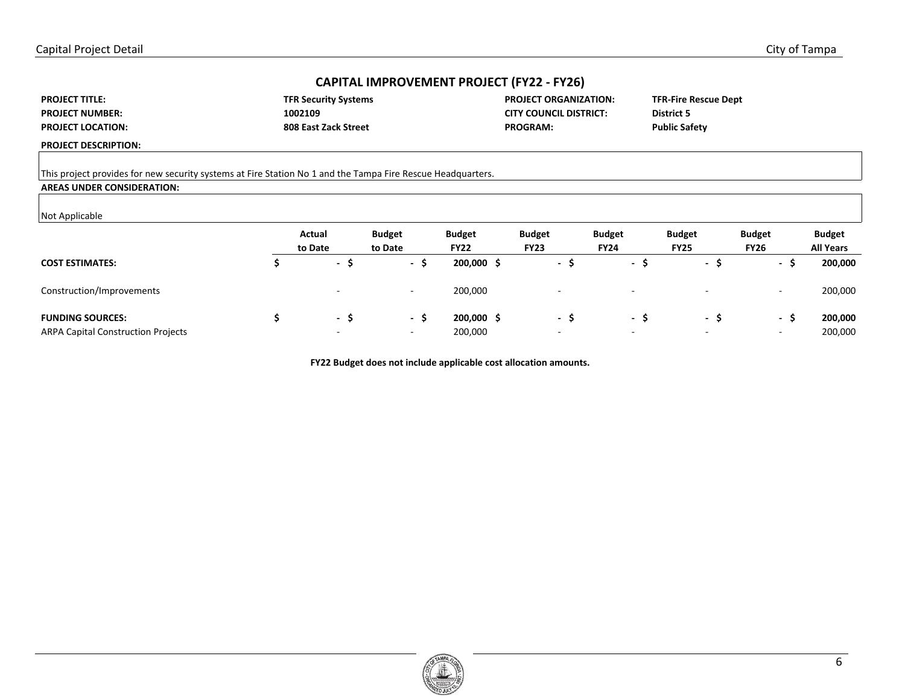## CAPITAL IMPROVEMENT PROJECT (FY22 - FY26)

| | | | |
|---|---|---|---|
| **PROJECT TITLE:** | **TFR Security Systems** | **PROJECT ORGANIZATION:** | **TFR-Fire Rescue Dept** |
| **PROJECT NUMBER:** | **1002109** | **CITY COUNCIL DISTRICT:** | **District 5** |
| **PROJECT LOCATION:** | **808 East Zack Street** | **PROGRAM:** | **Public Safety** |

**PROJECT DESCRIPTION:**

This project provides for new security systems at Fire Station No 1 and the Tampa Fire Rescue Headquarters.

**AREAS UNDER CONSIDERATION:**

Not Applicable

| | Actual to Date | Budget to Date | Budget FY22 | Budget FY23 | Budget FY24 | Budget FY25 | Budget FY26 | Budget All Years |
|---|---|---|---|---|---|---|---|---|
| **COST ESTIMATES:** | **$ -** | **$ -** | **$ 200,000** | **$ -** | **$ -** | **$ -** | **$ -** | **$ 200,000** |
| Construction/Improvements | - | - | 200,000 | - | - | - | - | 200,000 |
| **FUNDING SOURCES:** | **$ -** | **$ -** | **$ 200,000** | **$ -** | **$ -** | **$ -** | **$ -** | **$ 200,000** |
| ARPA Capital Construction Projects | - | - | 200,000 | - | - | - | - | 200,000 |

**FY22 Budget does not include applicable cost allocation amounts.**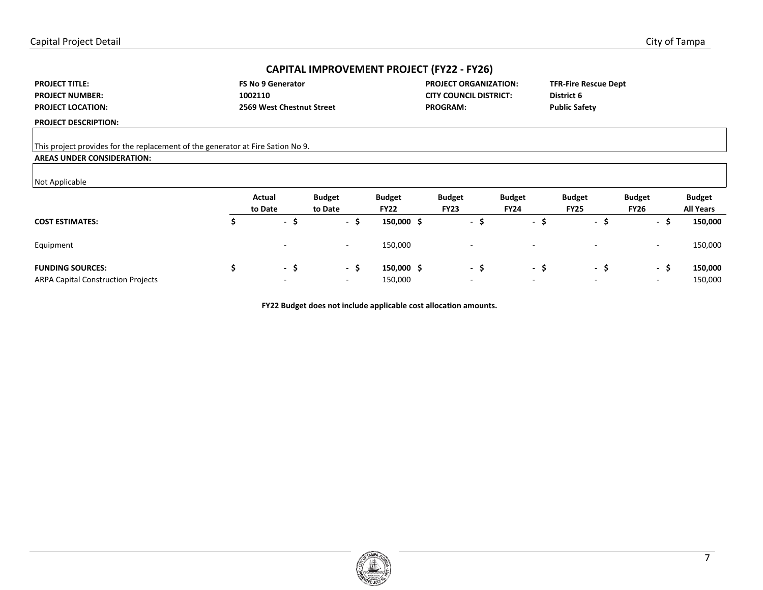## CAPITAL IMPROVEMENT PROJECT (FY22 - FY26)

| | | | |
|---|---|---|---|
| **PROJECT TITLE:** | **FS No 9 Generator** | **PROJECT ORGANIZATION:** | **TFR-Fire Rescue Dept** |
| **PROJECT NUMBER:** | **1002110** | **CITY COUNCIL DISTRICT:** | **District 6** |
| **PROJECT LOCATION:** | **2569 West Chestnut Street** | **PROGRAM:** | **Public Safety** |

**PROJECT DESCRIPTION:**

This project provides for the replacement of the generator at Fire Sation No 9.

**AREAS UNDER CONSIDERATION:**

Not Applicable

| | Actual to Date | Budget to Date | Budget FY22 | Budget FY23 | Budget FY24 | Budget FY25 | Budget FY26 | Budget All Years |
|---|---|---|---|---|---|---|---|---|
| **COST ESTIMATES:** | **$ -** | **$ -** | **$ 150,000** | **$ -** | **$ -** | **$ -** | **$ -** | **$ 150,000** |
| Equipment | - | - | 150,000 | - | - | - | - | 150,000 |
| **FUNDING SOURCES:** | **$ -** | **$ -** | **$ 150,000** | **$ -** | **$ -** | **$ -** | **$ -** | **$ 150,000** |
| ARPA Capital Construction Projects | - | - | 150,000 | - | - | - | - | 150,000 |

**FY22 Budget does not include applicable cost allocation amounts.**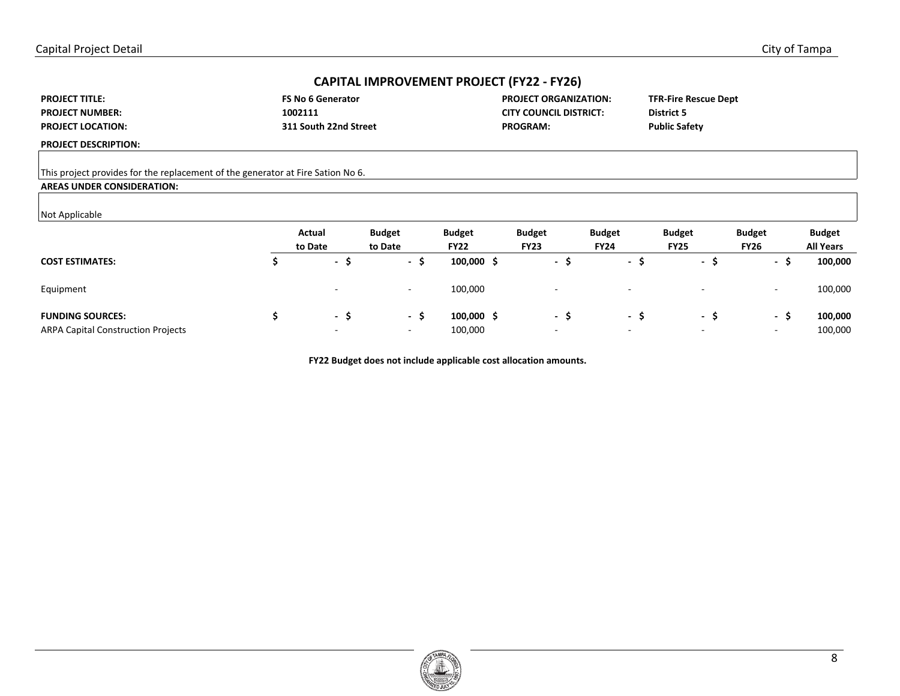## CAPITAL IMPROVEMENT PROJECT (FY22 - FY26)

| | | | |
|---|---|---|---|
| **PROJECT TITLE:** | **FS No 6 Generator** | **PROJECT ORGANIZATION:** | **TFR-Fire Rescue Dept** |
| **PROJECT NUMBER:** | **1002111** | **CITY COUNCIL DISTRICT:** | **District 5** |
| **PROJECT LOCATION:** | **311 South 22nd Street** | **PROGRAM:** | **Public Safety** |

**PROJECT DESCRIPTION:**

This project provides for the replacement of the generator at Fire Sation No 6.

**AREAS UNDER CONSIDERATION:**

Not Applicable

| | Actual to Date | Budget to Date | Budget FY22 | Budget FY23 | Budget FY24 | Budget FY25 | Budget FY26 | Budget All Years |
|---|---|---|---|---|---|---|---|---|
| **COST ESTIMATES:** | **$ -** | **$ -** | **$ 100,000** | **$ -** | **$ -** | **$ -** | **$ -** | **$ 100,000** |
| Equipment | - | - | 100,000 | - | - | - | - | 100,000 |
| **FUNDING SOURCES:** | **$ -** | **$ -** | **$ 100,000** | **$ -** | **$ -** | **$ -** | **$ -** | **$ 100,000** |
| ARPA Capital Construction Projects | - | - | 100,000 | - | - | - | - | 100,000 |

**FY22 Budget does not include applicable cost allocation amounts.**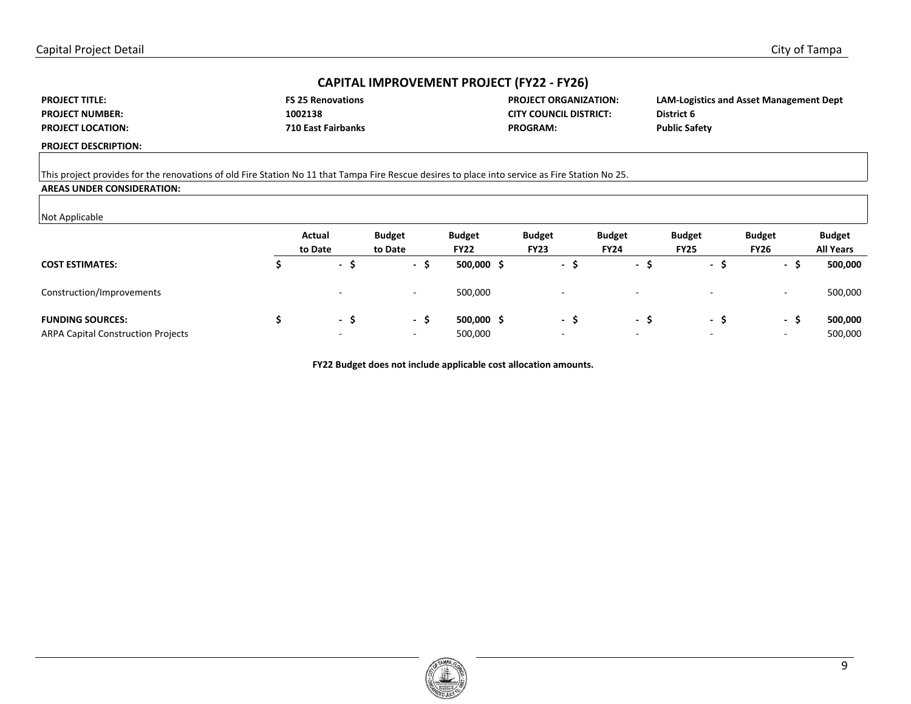## CAPITAL IMPROVEMENT PROJECT (FY22 - FY26)

| | | | |
|---|---|---|---|
| **PROJECT TITLE:** | **FS 25 Renovations** | **PROJECT ORGANIZATION:** | **LAM-Logistics and Asset Management Dept** |
| **PROJECT NUMBER:** | **1002138** | **CITY COUNCIL DISTRICT:** | **District 6** |
| **PROJECT LOCATION:** | **710 East Fairbanks** | **PROGRAM:** | **Public Safety** |

**PROJECT DESCRIPTION:**

This project provides for the renovations of old Fire Station No 11 that Tampa Fire Rescue desires to place into service as Fire Station No 25.

**AREAS UNDER CONSIDERATION:**

Not Applicable

| | Actual to Date | Budget to Date | Budget FY22 | Budget FY23 | Budget FY24 | Budget FY25 | Budget FY26 | Budget All Years |
|---|---|---|---|---|---|---|---|---|
| **COST ESTIMATES:** | **$ -** | **$ -** | **$ 500,000** | **$ -** | **$ -** | **$ -** | **$ -** | **$ 500,000** |
| Construction/Improvements | - | - | 500,000 | - | - | - | - | 500,000 |
| **FUNDING SOURCES:** | **$ -** | **$ -** | **$ 500,000** | **$ -** | **$ -** | **$ -** | **$ -** | **$ 500,000** |
| ARPA Capital Construction Projects | - | - | 500,000 | - | - | - | - | 500,000 |

**FY22 Budget does not include applicable cost allocation amounts.**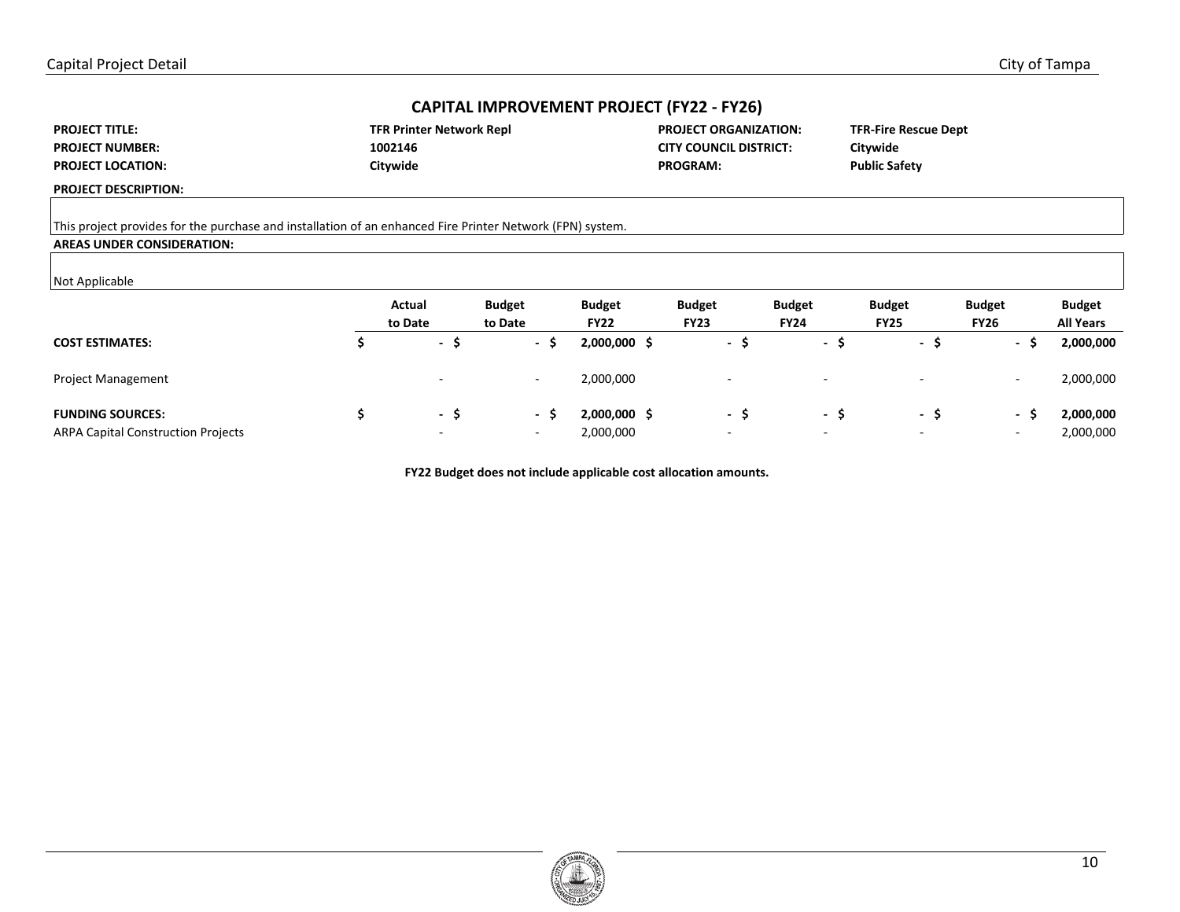## CAPITAL IMPROVEMENT PROJECT (FY22 - FY26)

| | | | |
|---|---|---|---|
| **PROJECT TITLE:** | **TFR Printer Network Repl** | **PROJECT ORGANIZATION:** | **TFR-Fire Rescue Dept** |
| **PROJECT NUMBER:** | **1002146** | **CITY COUNCIL DISTRICT:** | **Citywide** |
| **PROJECT LOCATION:** | **Citywide** | **PROGRAM:** | **Public Safety** |

**PROJECT DESCRIPTION:**

This project provides for the purchase and installation of an enhanced Fire Printer Network (FPN) system.

**AREAS UNDER CONSIDERATION:**

Not Applicable

| | Actual to Date | Budget to Date | Budget FY22 | Budget FY23 | Budget FY24 | Budget FY25 | Budget FY26 | Budget All Years |
|---|---|---|---|---|---|---|---|---|
| **COST ESTIMATES:** | $ - | $ - | $ 2,000,000 | $ - | $ - | $ - | $ - | $ 2,000,000 |
| Project Management | - | - | 2,000,000 | - | - | - | - | 2,000,000 |
| **FUNDING SOURCES:** | $ - | $ - | $ 2,000,000 | $ - | $ - | $ - | $ - | $ 2,000,000 |
| ARPA Capital Construction Projects | - | - | 2,000,000 | - | - | - | - | 2,000,000 |

**FY22 Budget does not include applicable cost allocation amounts.**